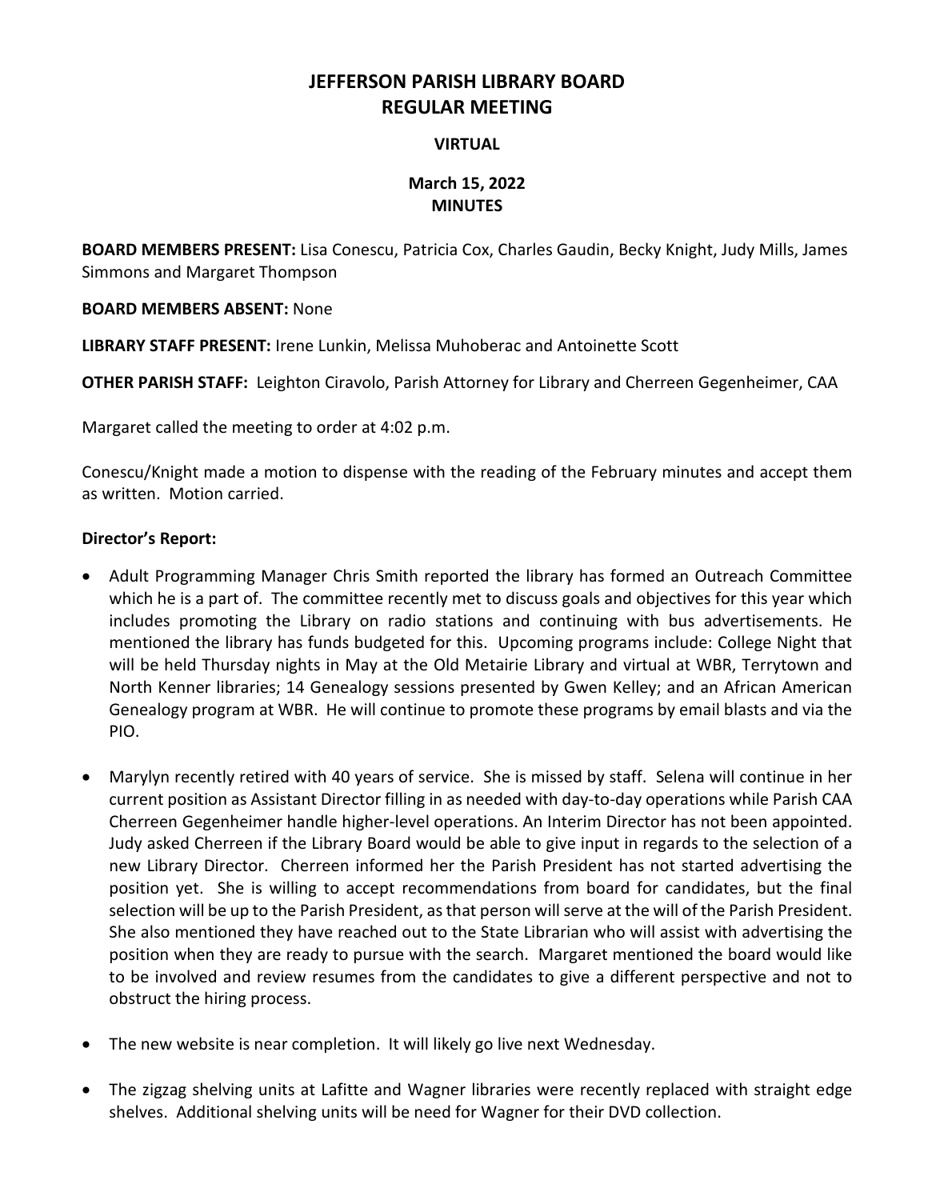# JEFFERSON PARISH LIBRARY BOARD
# REGULAR MEETING

**VIRTUAL**

**March 15, 2022**
**MINUTES**

**BOARD MEMBERS PRESENT:** Lisa Conescu, Patricia Cox, Charles Gaudin, Becky Knight, Judy Mills, James Simmons and Margaret Thompson

**BOARD MEMBERS ABSENT:** None

**LIBRARY STAFF PRESENT:** Irene Lunkin, Melissa Muhoberac and Antoinette Scott

**OTHER PARISH STAFF:** Leighton Ciravolo, Parish Attorney for Library and Cherreen Gegenheimer, CAA

Margaret called the meeting to order at 4:02 p.m.

Conescu/Knight made a motion to dispense with the reading of the February minutes and accept them as written. Motion carried.

**Director's Report:**

- Adult Programming Manager Chris Smith reported the library has formed an Outreach Committee which he is a part of. The committee recently met to discuss goals and objectives for this year which includes promoting the Library on radio stations and continuing with bus advertisements. He mentioned the library has funds budgeted for this. Upcoming programs include: College Night that will be held Thursday nights in May at the Old Metairie Library and virtual at WBR, Terrytown and North Kenner libraries; 14 Genealogy sessions presented by Gwen Kelley; and an African American Genealogy program at WBR. He will continue to promote these programs by email blasts and via the PIO.

- Marylyn recently retired with 40 years of service. She is missed by staff. Selena will continue in her current position as Assistant Director filling in as needed with day-to-day operations while Parish CAA Cherreen Gegenheimer handle higher-level operations. An Interim Director has not been appointed. Judy asked Cherreen if the Library Board would be able to give input in regards to the selection of a new Library Director. Cherreen informed her the Parish President has not started advertising the position yet. She is willing to accept recommendations from board for candidates, but the final selection will be up to the Parish President, as that person will serve at the will of the Parish President. She also mentioned they have reached out to the State Librarian who will assist with advertising the position when they are ready to pursue with the search. Margaret mentioned the board would like to be involved and review resumes from the candidates to give a different perspective and not to obstruct the hiring process.

- The new website is near completion. It will likely go live next Wednesday.

- The zigzag shelving units at Lafitte and Wagner libraries were recently replaced with straight edge shelves. Additional shelving units will be need for Wagner for their DVD collection.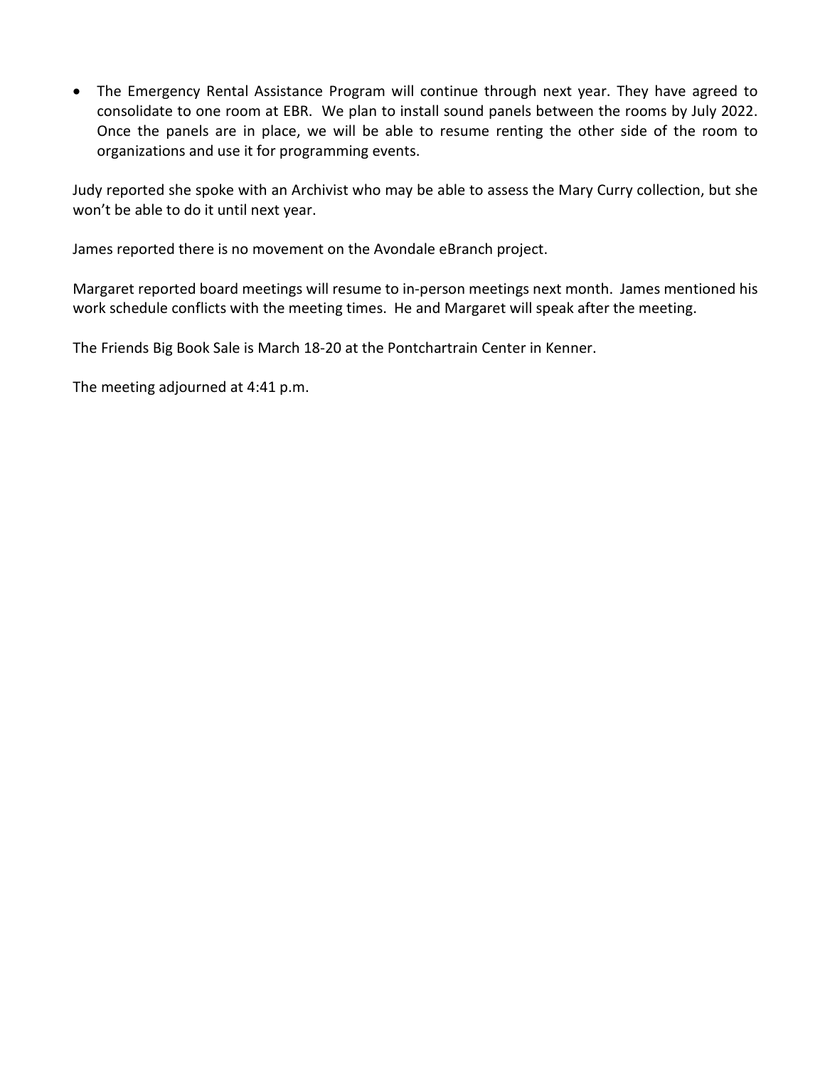- The Emergency Rental Assistance Program will continue through next year. They have agreed to consolidate to one room at EBR. We plan to install sound panels between the rooms by July 2022. Once the panels are in place, we will be able to resume renting the other side of the room to organizations and use it for programming events.

Judy reported she spoke with an Archivist who may be able to assess the Mary Curry collection, but she won't be able to do it until next year.

James reported there is no movement on the Avondale eBranch project.

Margaret reported board meetings will resume to in-person meetings next month. James mentioned his work schedule conflicts with the meeting times. He and Margaret will speak after the meeting.

The Friends Big Book Sale is March 18-20 at the Pontchartrain Center in Kenner.

The meeting adjourned at 4:41 p.m.